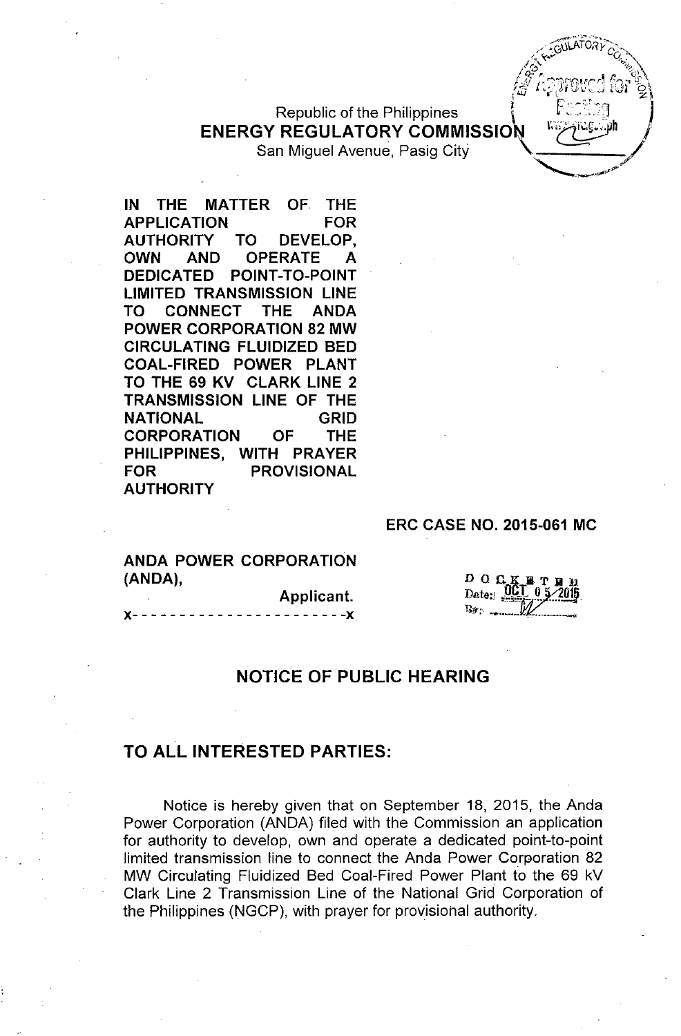Republic of the Philippines
**ENERGY REGULATORY COMMISSION**
San Miguel Avenue, Pasig City

**IN THE MATTER OF THE APPLICATION FOR AUTHORITY TO DEVELOP, OWN AND OPERATE A DEDICATED POINT-TO-POINT LIMITED TRANSMISSION LINE TO CONNECT THE ANDA POWER CORPORATION 82 MW CIRCULATING FLUIDIZED BED COAL-FIRED POWER PLANT TO THE 69 KV CLARK LINE 2 TRANSMISSION LINE OF THE NATIONAL GRID CORPORATION OF THE PHILIPPINES, WITH PRAYER FOR PROVISIONAL AUTHORITY**

**ERC CASE NO. 2015-061 MC**

**ANDA POWER CORPORATION (ANDA),**
**Applicant.**
x- - - - - - - - - - - - - - - - - - - - - - -x

DOCKETED
Date: OCT 05 2015

## NOTICE OF PUBLIC HEARING

## TO ALL INTERESTED PARTIES:

Notice is hereby given that on September 18, 2015, the Anda Power Corporation (ANDA) filed with the Commission an application for authority to develop, own and operate a dedicated point-to-point limited transmission line to connect the Anda Power Corporation 82 MW Circulating Fluidized Bed Coal-Fired Power Plant to the 69 kV Clark Line 2 Transmission Line of the National Grid Corporation of the Philippines (NGCP), with prayer for provisional authority.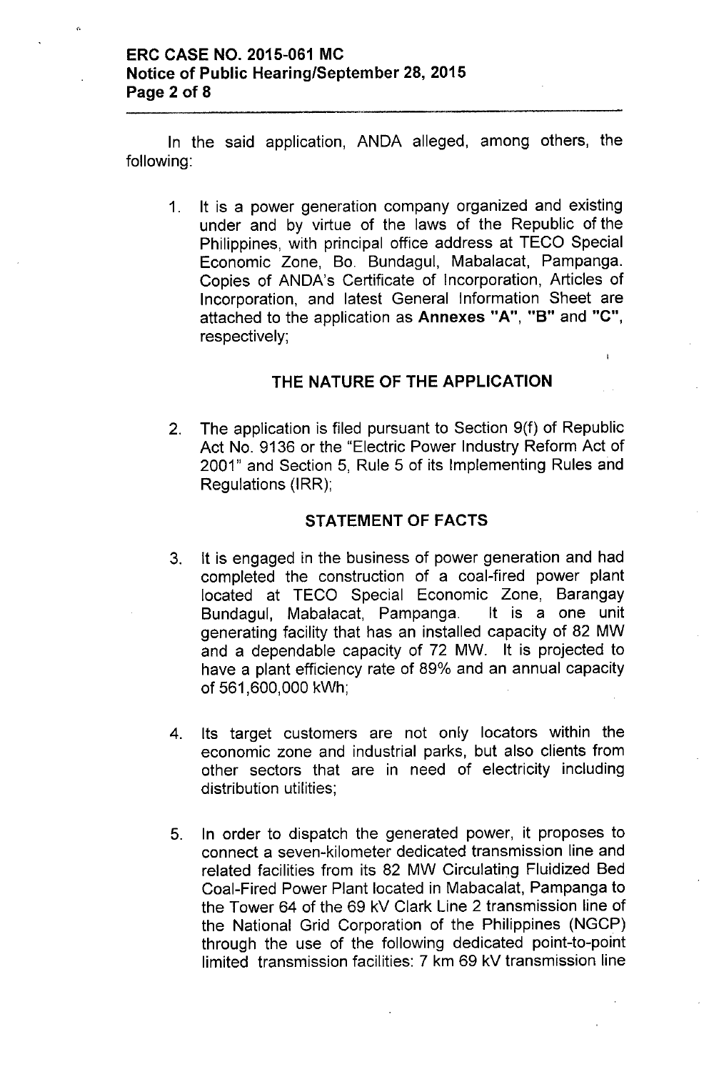In the said application, ANDA alleged, among others, the following:

1. It is a power generation company organized and existing under and by virtue of the laws of the Republic of the Philippines, with principal office address at TECO Special Economic Zone, Bo. Bundagul, Mabalacat, Pampanga. Copies of ANDA's Certificate of Incorporation, Articles of Incorporation, and latest General Information Sheet are attached to the application as **Annexes "A"**, **"B"** and **"C"**, respectively;

## THE NATURE OF THE APPLICATION

2. The application is filed pursuant to Section 9(f) of Republic Act No. 9136 or the "Electric Power Industry Reform Act of 2001" and Section 5, Rule 5 of its Implementing Rules and Regulations (IRR);

## STATEMENT OF FACTS

3. It is engaged in the business of power generation and had completed the construction of a coal-fired power plant located at TECO Special Economic Zone, Barangay Bundagul, Mabalacat, Pampanga. It is a one unit generating facility that has an installed capacity of 82 MW and a dependable capacity of 72 MW. It is projected to have a plant efficiency rate of 89% and an annual capacity of 561,600,000 kWh;

4. Its target customers are not only locators within the economic zone and industrial parks, but also clients from other sectors that are in need of electricity including distribution utilities;

5. In order to dispatch the generated power, it proposes to connect a seven-kilometer dedicated transmission line and related facilities from its 82 MW Circulating Fluidized Bed Coal-Fired Power Plant located in Mabacalat, Pampanga to the Tower 64 of the 69 kV Clark Line 2 transmission line of the National Grid Corporation of the Philippines (NGCP) through the use of the following dedicated point-to-point limited transmission facilities: 7 km 69 kV transmission line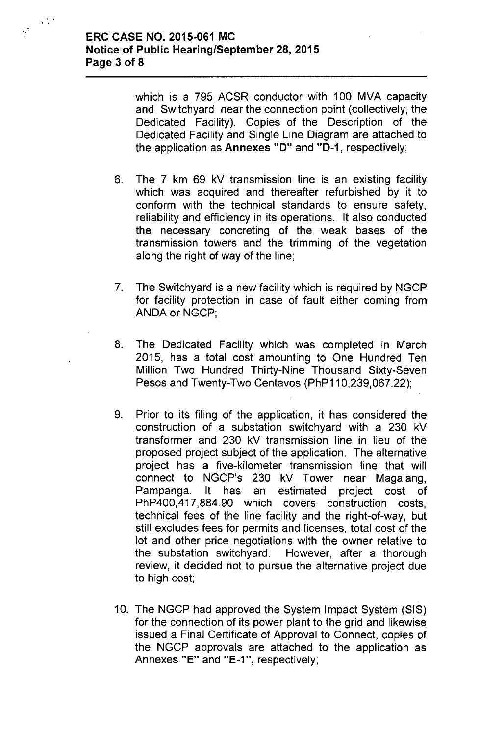which is a 795 ACSR conductor with 100 MVA capacity and Switchyard near the connection point (collectively, the Dedicated Facility). Copies of the Description of the Dedicated Facility and Single Line Diagram are attached to the application as **Annexes "D"** and **"D-1**, respectively;

6. The 7 km 69 kV transmission line is an existing facility which was acquired and thereafter refurbished by it to conform with the technical standards to ensure safety, reliability and efficiency in its operations. It also conducted the necessary concreting of the weak bases of the transmission towers and the trimming of the vegetation along the right of way of the line;

7. The Switchyard is a new facility which is required by NGCP for facility protection in case of fault either coming from ANDA or NGCP;

8. The Dedicated Facility which was completed in March 2015, has a total cost amounting to One Hundred Ten Million Two Hundred Thirty-Nine Thousand Sixty-Seven Pesos and Twenty-Two Centavos (PhP110,239,067.22);

9. Prior to its filing of the application, it has considered the construction of a substation switchyard with a 230 kV transformer and 230 kV transmission line in lieu of the proposed project subject of the application. The alternative project has a five-kilometer transmission line that will connect to NGCP's 230 kV Tower near Magalang, Pampanga. It has an estimated project cost of PhP400,417,884.90 which covers construction costs, technical fees of the line facility and the right-of-way, but still excludes fees for permits and licenses, total cost of the lot and other price negotiations with the owner relative to the substation switchyard. However, after a thorough review, it decided not to pursue the alternative project due to high cost;

10. The NGCP had approved the System Impact System (SIS) for the connection of its power plant to the grid and likewise issued a Final Certificate of Approval to Connect, copies of the NGCP approvals are attached to the application as Annexes **"E"** and **"E-1"**, respectively;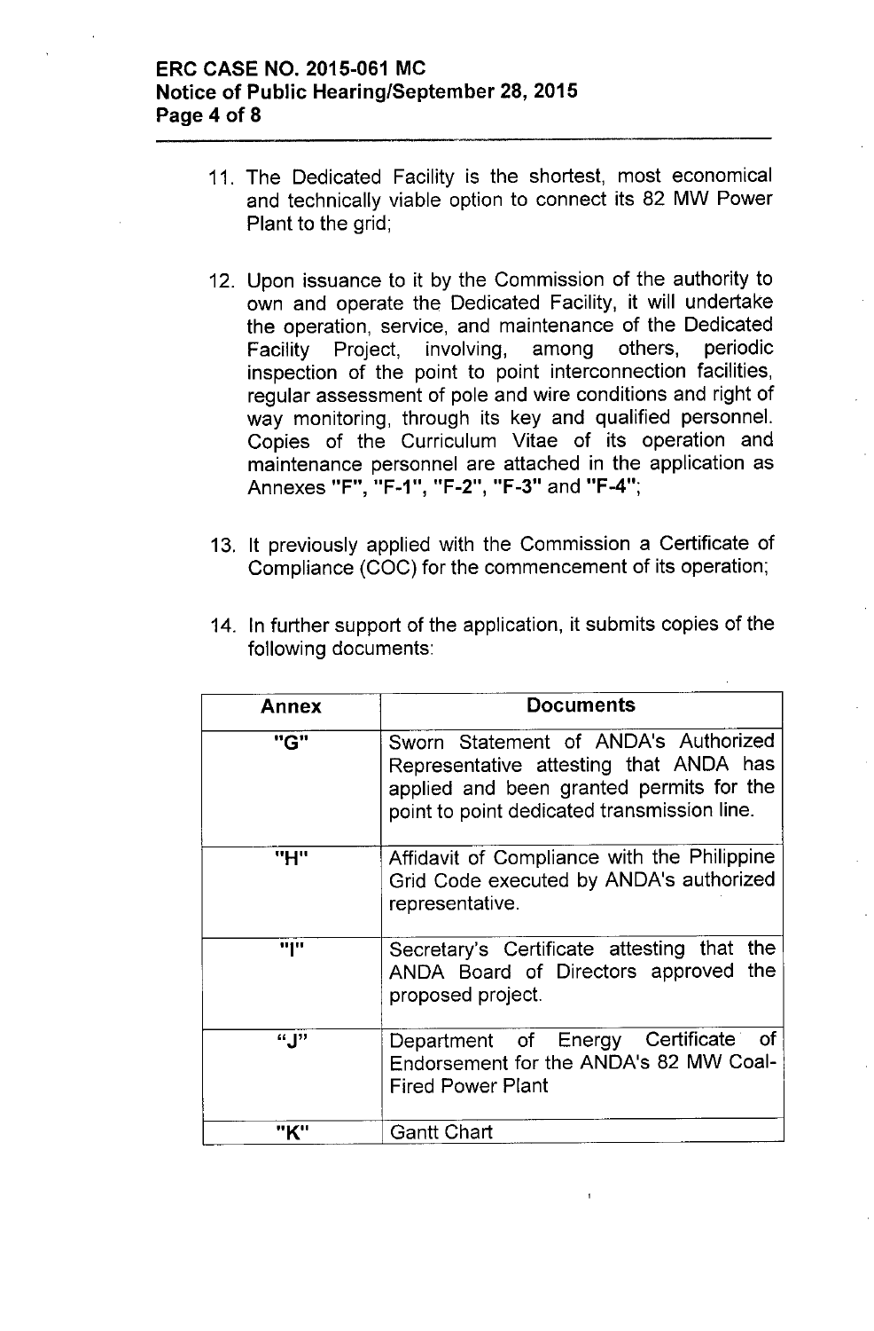11. The Dedicated Facility is the shortest, most economical and technically viable option to connect its 82 MW Power Plant to the grid;

12. Upon issuance to it by the Commission of the authority to own and operate the Dedicated Facility, it will undertake the operation, service, and maintenance of the Dedicated Facility Project, involving, among others, periodic inspection of the point to point interconnection facilities, regular assessment of pole and wire conditions and right of way monitoring, through its key and qualified personnel. Copies of the Curriculum Vitae of its operation and maintenance personnel are attached in the application as Annexes **"F"**, **"F-1"**, **"F-2"**, **"F-3"** and **"F-4"**;

13. It previously applied with the Commission a Certificate of Compliance (COC) for the commencement of its operation;

14. In further support of the application, it submits copies of the following documents:

| Annex | Documents |
| --- | --- |
| "G" | Sworn Statement of ANDA's Authorized Representative attesting that ANDA has applied and been granted permits for the point to point dedicated transmission line. |
| "H" | Affidavit of Compliance with the Philippine Grid Code executed by ANDA's authorized representative. |
| "I" | Secretary's Certificate attesting that the ANDA Board of Directors approved the proposed project. |
| "J" | Department of Energy Certificate of Endorsement for the ANDA's 82 MW Coal-Fired Power Plant |
| "K" | Gantt Chart |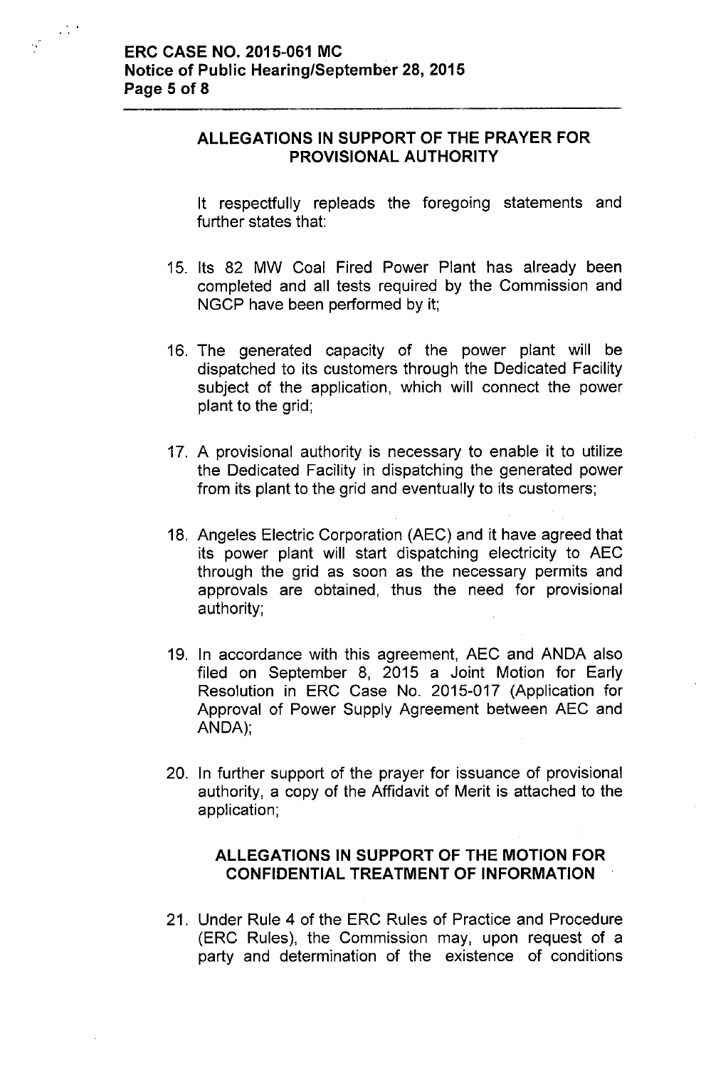## ALLEGATIONS IN SUPPORT OF THE PRAYER FOR PROVISIONAL AUTHORITY

It respectfully repleads the foregoing statements and further states that:

15. Its 82 MW Coal Fired Power Plant has already been completed and all tests required by the Commission and NGCP have been performed by it;

16. The generated capacity of the power plant will be dispatched to its customers through the Dedicated Facility subject of the application, which will connect the power plant to the grid;

17. A provisional authority is necessary to enable it to utilize the Dedicated Facility in dispatching the generated power from its plant to the grid and eventually to its customers;

18. Angeles Electric Corporation (AEC) and it have agreed that its power plant will start dispatching electricity to AEC through the grid as soon as the necessary permits and approvals are obtained, thus the need for provisional authority;

19. In accordance with this agreement, AEC and ANDA also filed on September 8, 2015 a Joint Motion for Early Resolution in ERC Case No. 2015-017 (Application for Approval of Power Supply Agreement between AEC and ANDA);

20. In further support of the prayer for issuance of provisional authority, a copy of the Affidavit of Merit is attached to the application;

## ALLEGATIONS IN SUPPORT OF THE MOTION FOR CONFIDENTIAL TREATMENT OF INFORMATION

21. Under Rule 4 of the ERC Rules of Practice and Procedure (ERC Rules), the Commission may, upon request of a party and determination of the existence of conditions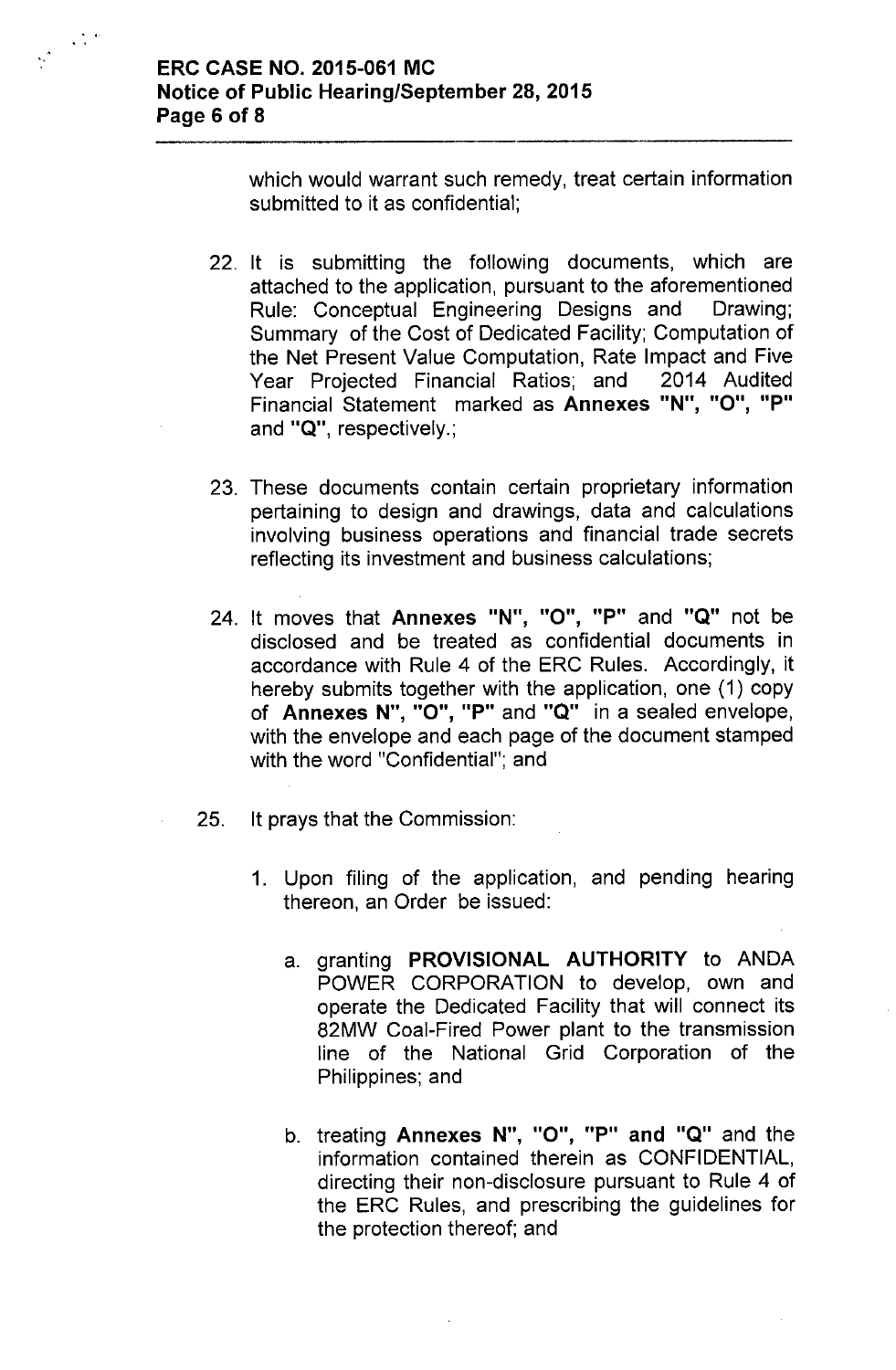which would warrant such remedy, treat certain information submitted to it as confidential;

22. It is submitting the following documents, which are attached to the application, pursuant to the aforementioned Rule: Conceptual Engineering Designs and Drawing; Summary of the Cost of Dedicated Facility; Computation of the Net Present Value Computation, Rate Impact and Five Year Projected Financial Ratios; and 2014 Audited Financial Statement marked as **Annexes "N", "O", "P"** and **"Q"**, respectively.;

23. These documents contain certain proprietary information pertaining to design and drawings, data and calculations involving business operations and financial trade secrets reflecting its investment and business calculations;

24. It moves that **Annexes "N", "O", "P"** and **"Q"** not be disclosed and be treated as confidential documents in accordance with Rule 4 of the ERC Rules. Accordingly, it hereby submits together with the application, one (1) copy of **Annexes N", "O", "P"** and **"Q"** in a sealed envelope, with the envelope and each page of the document stamped with the word "Confidential"; and

25. It prays that the Commission:

    1. Upon filing of the application, and pending hearing thereon, an Order be issued:

        a. granting **PROVISIONAL AUTHORITY** to ANDA POWER CORPORATION to develop, own and operate the Dedicated Facility that will connect its 82MW Coal-Fired Power plant to the transmission line of the National Grid Corporation of the Philippines; and

        b. treating **Annexes N", "O", "P" and "Q"** and the information contained therein as CONFIDENTIAL, directing their non-disclosure pursuant to Rule 4 of the ERC Rules, and prescribing the guidelines for the protection thereof; and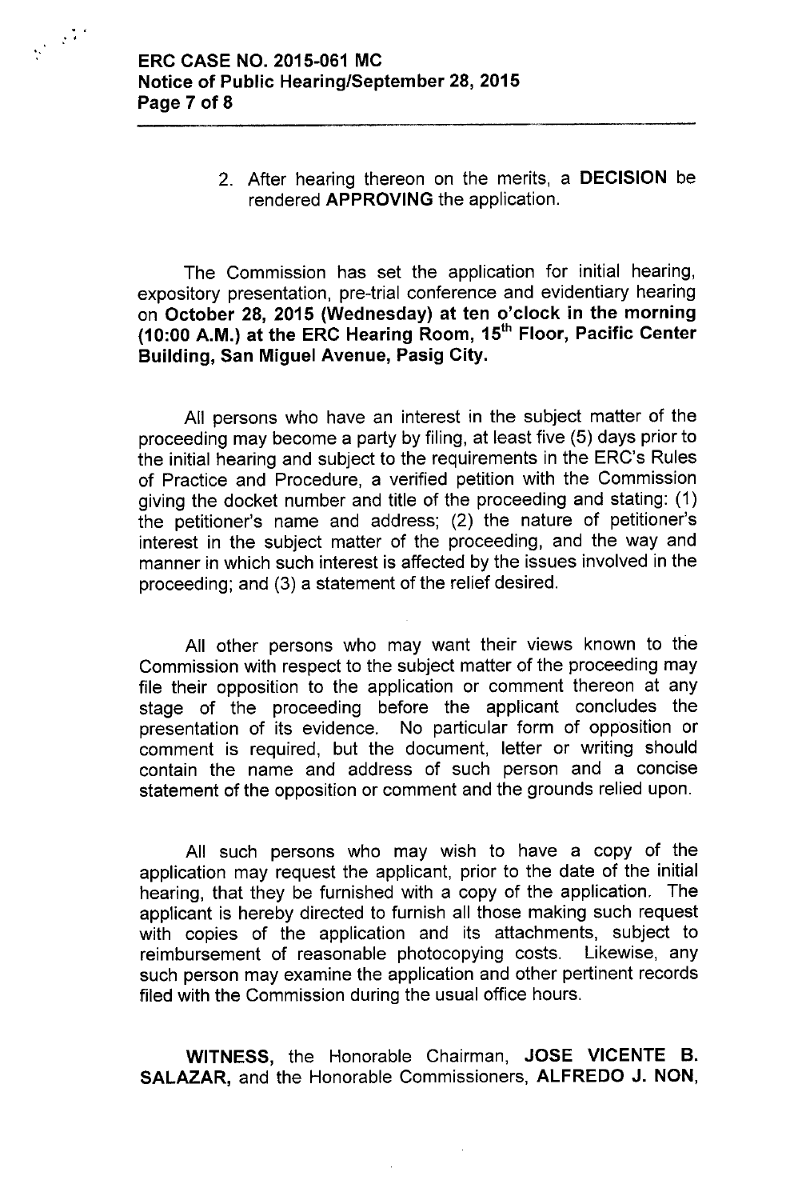2. After hearing thereon on the merits, a **DECISION** be rendered **APPROVING** the application.

The Commission has set the application for initial hearing, expository presentation, pre-trial conference and evidentiary hearing on **October 28, 2015 (Wednesday) at ten o'clock in the morning (10:00 A.M.) at the ERC Hearing Room, 15th Floor, Pacific Center Building, San Miguel Avenue, Pasig City.**

All persons who have an interest in the subject matter of the proceeding may become a party by filing, at least five (5) days prior to the initial hearing and subject to the requirements in the ERC's Rules of Practice and Procedure, a verified petition with the Commission giving the docket number and title of the proceeding and stating: (1) the petitioner's name and address; (2) the nature of petitioner's interest in the subject matter of the proceeding, and the way and manner in which such interest is affected by the issues involved in the proceeding; and (3) a statement of the relief desired.

All other persons who may want their views known to the Commission with respect to the subject matter of the proceeding may file their opposition to the application or comment thereon at any stage of the proceeding before the applicant concludes the presentation of its evidence. No particular form of opposition or comment is required, but the document, letter or writing should contain the name and address of such person and a concise statement of the opposition or comment and the grounds relied upon.

All such persons who may wish to have a copy of the application may request the applicant, prior to the date of the initial hearing, that they be furnished with a copy of the application. The applicant is hereby directed to furnish all those making such request with copies of the application and its attachments, subject to reimbursement of reasonable photocopying costs. Likewise, any such person may examine the application and other pertinent records filed with the Commission during the usual office hours.

**WITNESS**, the Honorable Chairman, **JOSE VICENTE B. SALAZAR,** and the Honorable Commissioners, **ALFREDO J. NON,**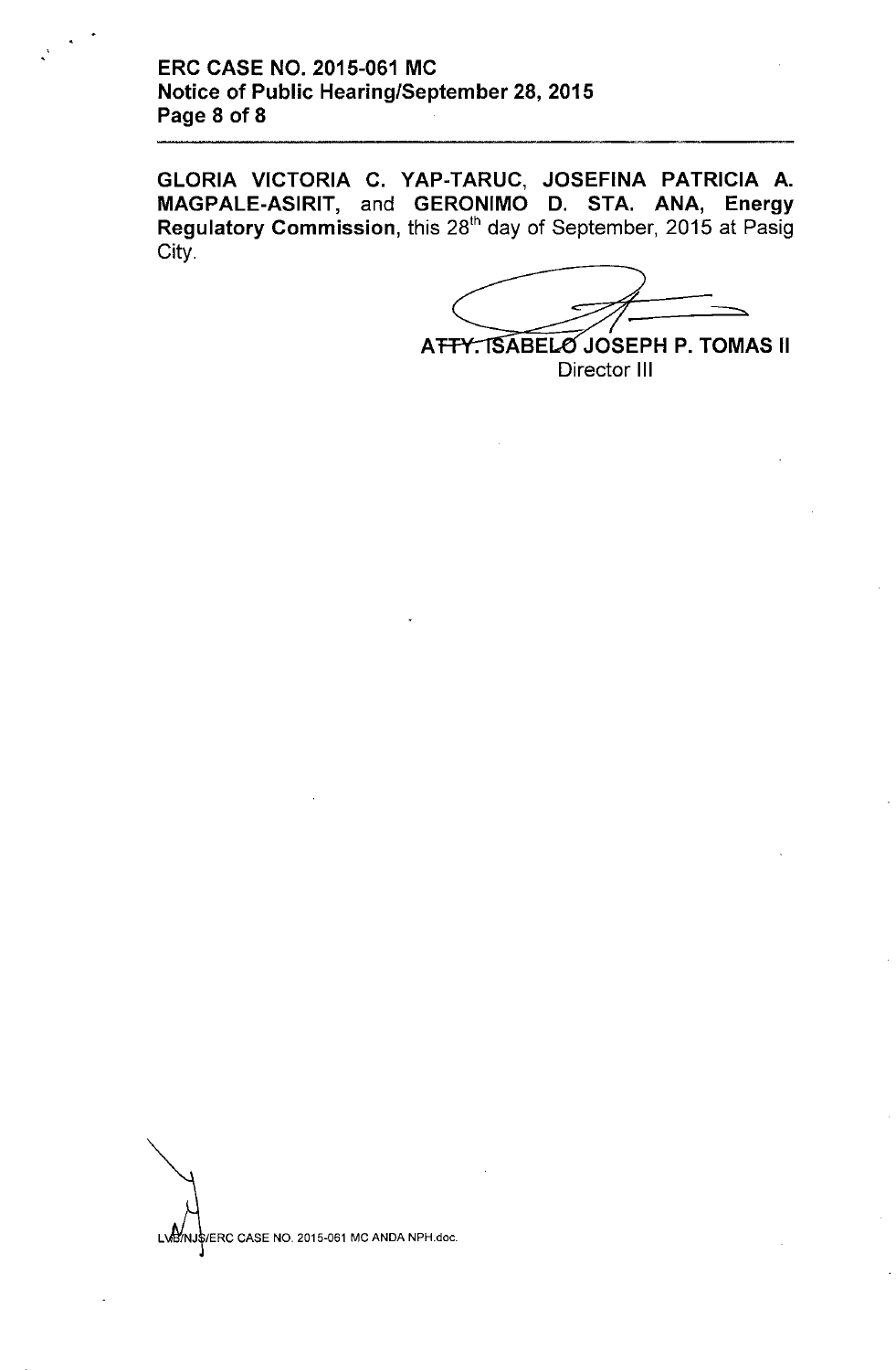**GLORIA VICTORIA C. YAP-TARUC, JOSEFINA PATRICIA A. MAGPALE-ASIRIT,** and **GERONIMO D. STA. ANA, Energy Regulatory Commission,** this 28th day of September, 2015 at Pasig City.

**ATTY. ISABELO JOSEPH P. TOMAS II**
Director III

LVB/NJS/ERC CASE NO. 2015-061 MC ANDA NPH.doc.